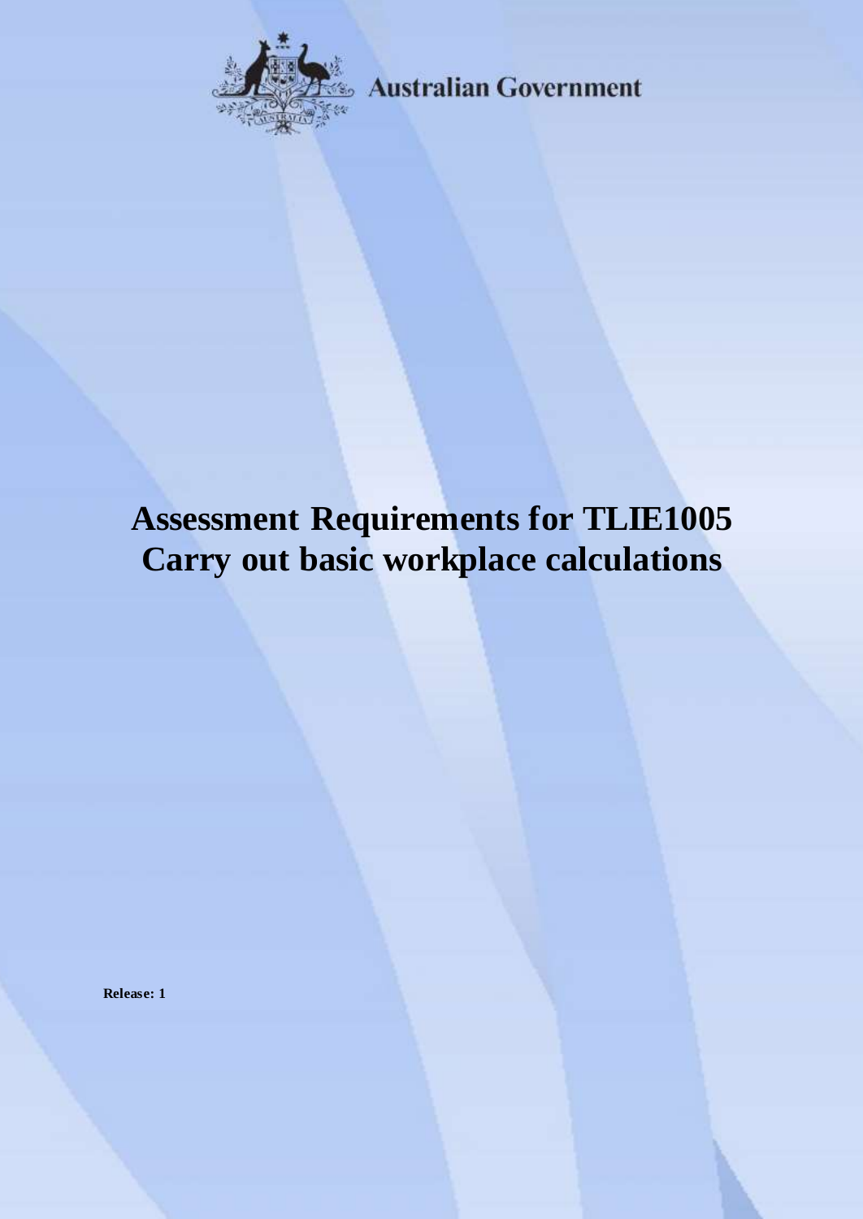Australian Government

# Assessment Requirements for TLIE1005 Carry out basic workplace calculations

**Release: 1**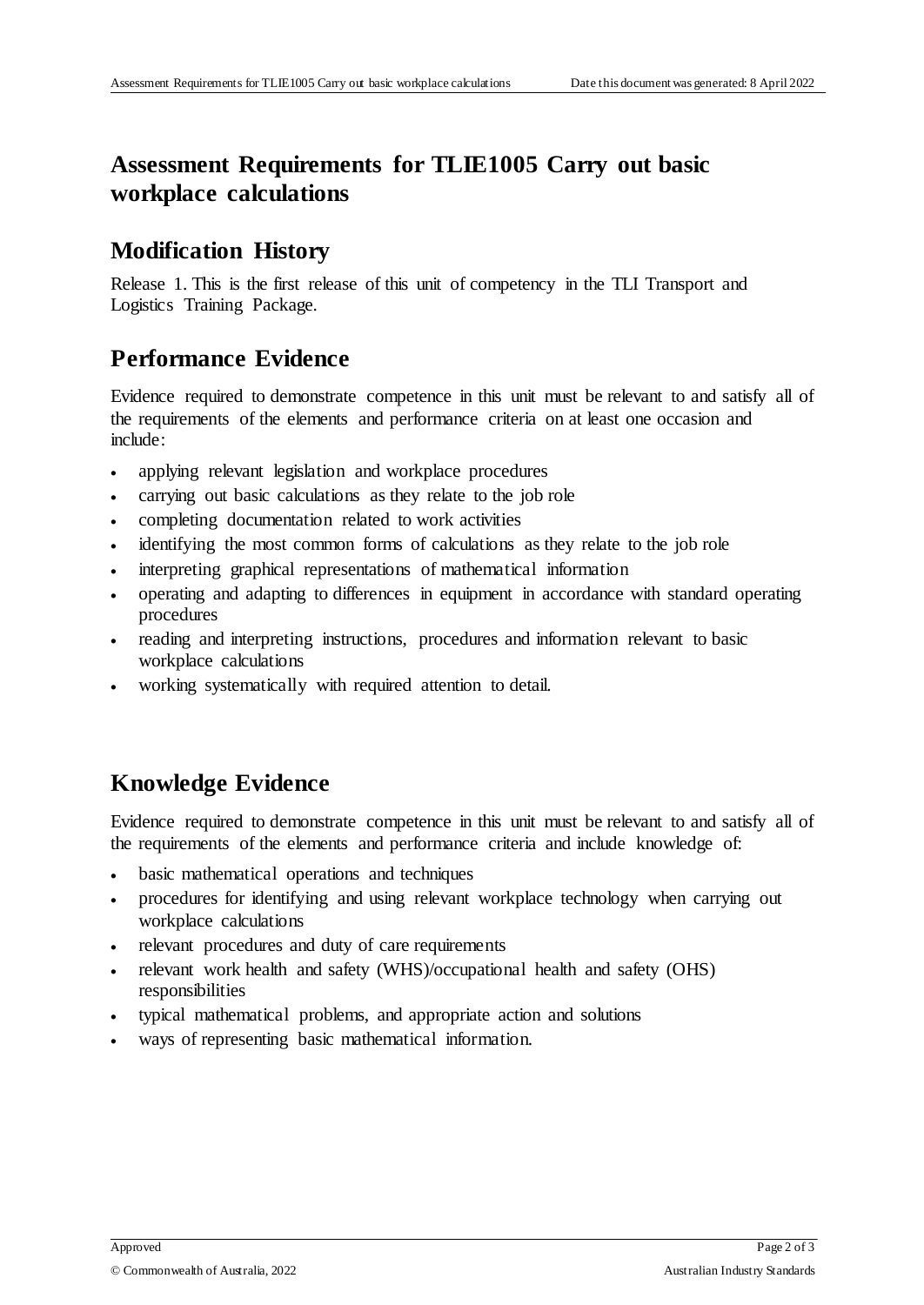# Assessment Requirements for TLIE1005 Carry out basic workplace calculations

## Modification History

Release 1. This is the first release of this unit of competency in the TLI Transport and Logistics Training Package.

## Performance Evidence

Evidence required to demonstrate competence in this unit must be relevant to and satisfy all of the requirements of the elements and performance criteria on at least one occasion and include:

- applying relevant legislation and workplace procedures
- carrying out basic calculations as they relate to the job role
- completing documentation related to work activities
- identifying the most common forms of calculations as they relate to the job role
- interpreting graphical representations of mathematical information
- operating and adapting to differences in equipment in accordance with standard operating procedures
- reading and interpreting instructions, procedures and information relevant to basic workplace calculations
- working systematically with required attention to detail.

## Knowledge Evidence

Evidence required to demonstrate competence in this unit must be relevant to and satisfy all of the requirements of the elements and performance criteria and include knowledge of:

- basic mathematical operations and techniques
- procedures for identifying and using relevant workplace technology when carrying out workplace calculations
- relevant procedures and duty of care requirements
- relevant work health and safety (WHS)/occupational health and safety (OHS) responsibilities
- typical mathematical problems, and appropriate action and solutions
- ways of representing basic mathematical information.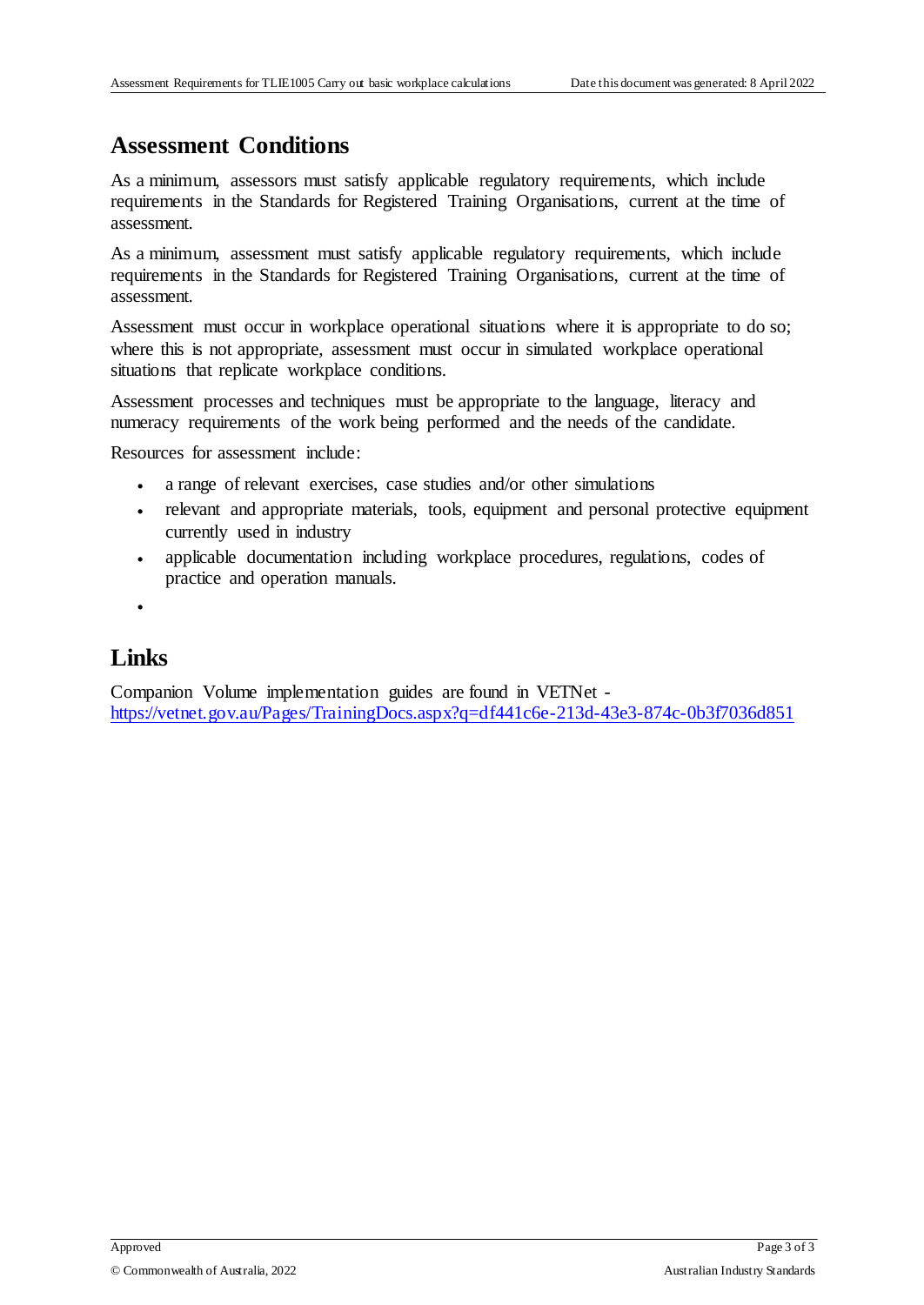## Assessment Conditions

As a minimum, assessors must satisfy applicable regulatory requirements, which include requirements in the Standards for Registered Training Organisations, current at the time of assessment.

As a minimum, assessment must satisfy applicable regulatory requirements, which include requirements in the Standards for Registered Training Organisations, current at the time of assessment.

Assessment must occur in workplace operational situations where it is appropriate to do so; where this is not appropriate, assessment must occur in simulated workplace operational situations that replicate workplace conditions.

Assessment processes and techniques must be appropriate to the language, literacy and numeracy requirements of the work being performed and the needs of the candidate.

Resources for assessment include:

- a range of relevant exercises, case studies and/or other simulations
- relevant and appropriate materials, tools, equipment and personal protective equipment currently used in industry
- applicable documentation including workplace procedures, regulations, codes of practice and operation manuals.
- 

## Links

Companion Volume implementation guides are found in VETNet - https://vetnet.gov.au/Pages/TrainingDocs.aspx?q=df441c6e-213d-43e3-874c-0b3f7036d851